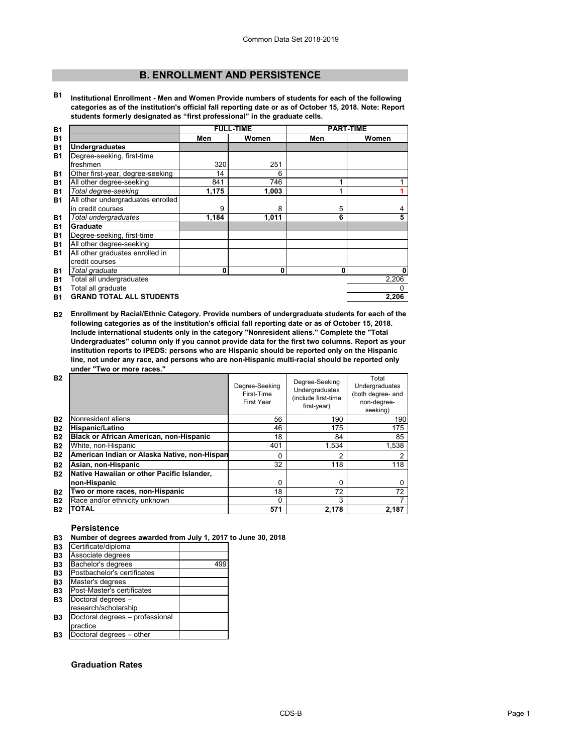## B. ENROLLMENT AND PERSISTENCE

**B1 Institutional Enrollment - Men and Women Provide numbers of students for each of the following categories as of the institution's official fall reporting date or as of October 15, 2018. Note: Report students formerly designated as "first professional" in the graduate cells.**

| | FULL-TIME | | PART-TIME | |
|---|---|---|---|---|
| | Men | Women | Men | Women |
| **Undergraduates** | | | | |
| Degree-seeking, first-time freshmen | 320 | 251 | | |
| Other first-year, degree-seeking | 14 | 6 | | |
| All other degree-seeking | 841 | 746 | 1 | 1 |
| *Total degree-seeking* | **1,175** | **1,003** | **1** | **1** |
| All other undergraduates enrolled in credit courses | 9 | 8 | 5 | 4 |
| *Total undergraduates* | **1,184** | **1,011** | **6** | **5** |
| **Graduate** | | | | |
| Degree-seeking, first-time | | | | |
| All other degree-seeking | | | | |
| All other graduates enrolled in credit courses | | | | |
| *Total graduate* | **0** | **0** | **0** | **0** |
| Total all undergraduates | | | | 2,206 |
| Total all graduate | | | | 0 |
| **GRAND TOTAL ALL STUDENTS** | | | | **2,206** |

**B2 Enrollment by Racial/Ethnic Category. Provide numbers of undergraduate students for each of the following categories as of the institution's official fall reporting date or as of October 15, 2018. Include international students only in the category "Nonresident aliens." Complete the "Total Undergraduates" column only if you cannot provide data for the first two columns. Report as your institution reports to IPEDS: persons who are Hispanic should be reported only on the Hispanic line, not under any race, and persons who are non-Hispanic multi-racial should be reported only under "Two or more races."**

| | Degree-Seeking First-Time First Year | Degree-Seeking Undergraduates (include first-time first-year) | Total Undergraduates (both degree- and non-degree-seeking) |
|---|---|---|---|
| Nonresident aliens | 56 | 190 | 190 |
| **Hispanic/Latino** | 46 | 175 | 175 |
| **Black or African American, non-Hispanic** | 18 | 84 | 85 |
| White, non-Hispanic | 401 | 1,534 | 1,538 |
| **American Indian or Alaska Native, non-Hispan** | 0 | 2 | 2 |
| **Asian, non-Hispanic** | 32 | 118 | 118 |
| **Native Hawaiian or other Pacific Islander, non-Hispanic** | 0 | 0 | 0 |
| **Two or more races, non-Hispanic** | 18 | 72 | 72 |
| Race and/or ethnicity unknown | 0 | 3 | 7 |
| **TOTAL** | **571** | **2,178** | **2,187** |

### Persistence

**B3 Number of degrees awarded from July 1, 2017 to June 30, 2018**

| | |
|---|---|
| Certificate/diploma | |
| Associate degrees | |
| Bachelor's degrees | 499 |
| Postbachelor's certificates | |
| Master's degrees | |
| Post-Master's certificates | |
| Doctoral degrees – research/scholarship | |
| Doctoral degrees – professional practice | |
| Doctoral degrees – other | |

### Graduation Rates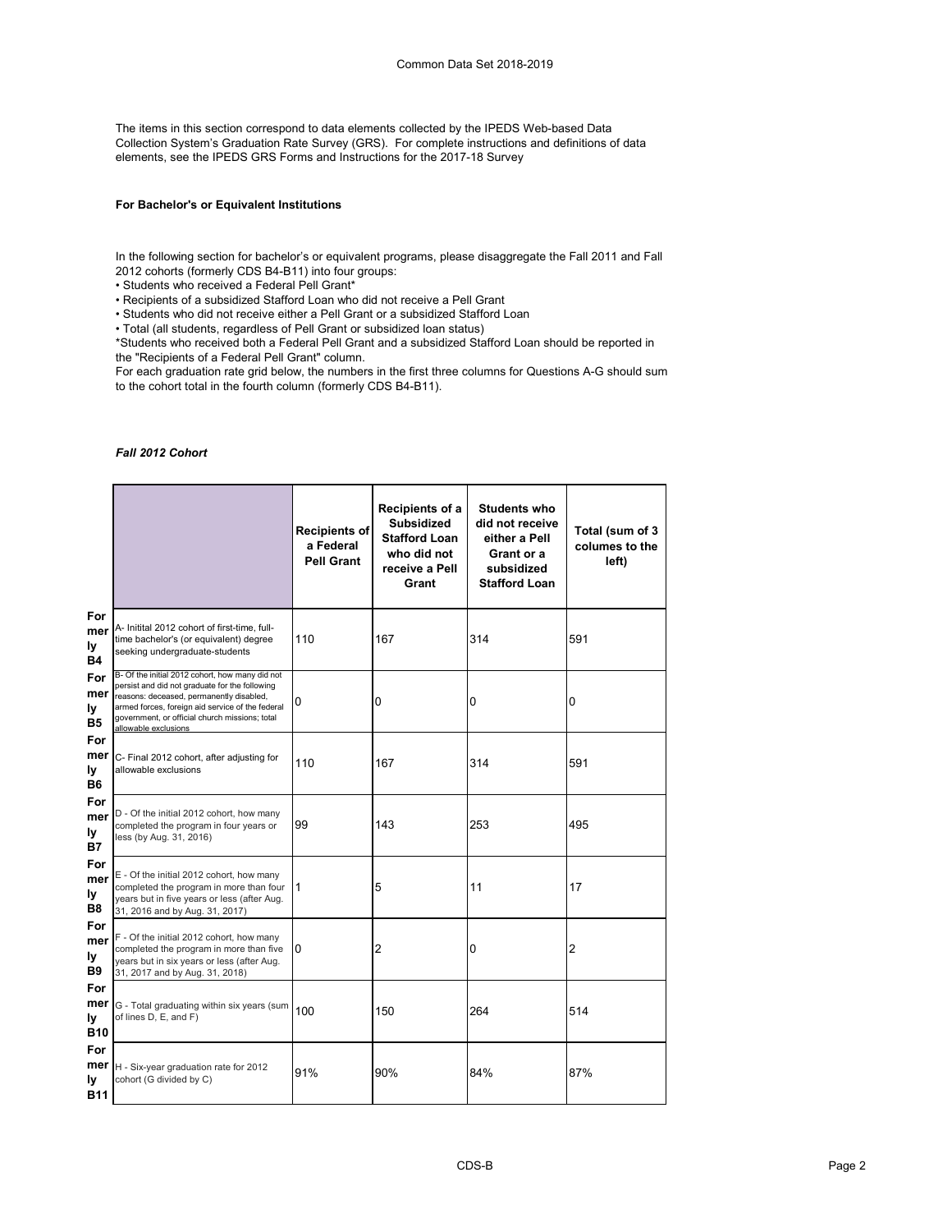The items in this section correspond to data elements collected by the IPEDS Web-based Data Collection System's Graduation Rate Survey (GRS). For complete instructions and definitions of data elements, see the IPEDS GRS Forms and Instructions for the 2017-18 Survey

**For Bachelor's or Equivalent Institutions**

In the following section for bachelor's or equivalent programs, please disaggregate the Fall 2011 and Fall 2012 cohorts (formerly CDS B4-B11) into four groups:

- Students who received a Federal Pell Grant*
- Recipients of a subsidized Stafford Loan who did not receive a Pell Grant
- Students who did not receive either a Pell Grant or a subsidized Stafford Loan
- Total (all students, regardless of Pell Grant or subsidized loan status)

*Students who received both a Federal Pell Grant and a subsidized Stafford Loan should be reported in the "Recipients of a Federal Pell Grant" column.

For each graduation rate grid below, the numbers in the first three columns for Questions A-G should sum to the cohort total in the fourth column (formerly CDS B4-B11).

*Fall 2012 Cohort*

| | | Recipients of a Federal Pell Grant | Recipients of a Subsidized Stafford Loan who did not receive a Pell Grant | Students who did not receive either a Pell Grant or a subsidized Stafford Loan | Total (sum of 3 columes to the left) |
|---|---|---|---|---|---|
| Formerly B4 | A- Initital 2012 cohort of first-time, full-time bachelor's (or equivalent) degree seeking undergraduate-students | 110 | 167 | 314 | 591 |
| Formerly B5 | B- Of the initial 2012 cohort, how many did not persist and did not graduate for the following reasons: deceased, permanently disabled, armed forces, foreign aid service of the federal government, or official church missions; total allowable exclusions | 0 | 0 | 0 | 0 |
| Formerly B6 | C- Final 2012 cohort, after adjusting for allowable exclusions | 110 | 167 | 314 | 591 |
| Formerly B7 | D - Of the initial 2012 cohort, how many completed the program in four years or less (by Aug. 31, 2016) | 99 | 143 | 253 | 495 |
| Formerly B8 | E - Of the initial 2012 cohort, how many completed the program in more than four years but in five years or less (after Aug. 31, 2016 and by Aug. 31, 2017) | 1 | 5 | 11 | 17 |
| Formerly B9 | F - Of the initial 2012 cohort, how many completed the program in more than five years but in six years or less (after Aug. 31, 2017 and by Aug. 31, 2018) | 0 | 2 | 0 | 2 |
| Formerly B10 | G - Total graduating within six years (sum of lines D, E, and F) | 100 | 150 | 264 | 514 |
| Formerly B11 | H - Six-year graduation rate for 2012 cohort (G divided by C) | 91% | 90% | 84% | 87% |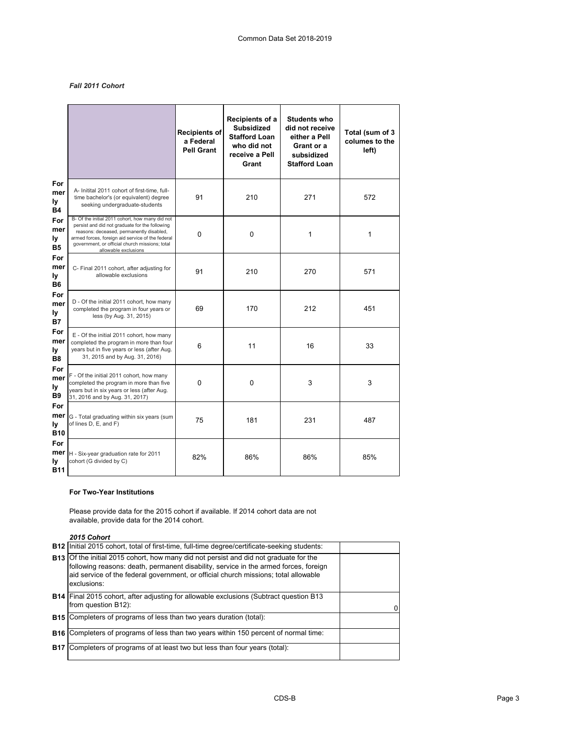*Fall 2011 Cohort*

| | | Recipients of a Federal Pell Grant | Recipients of a Subsidized Stafford Loan who did not receive a Pell Grant | Students who did not receive either a Pell Grant or a subsidized Stafford Loan | Total (sum of 3 columes to the left) |
|---|---|---|---|---|---|
| Formerly B4 | A- Initital 2011 cohort of first-time, full-time bachelor's (or equivalent) degree seeking undergraduate-students | 91 | 210 | 271 | 572 |
| Formerly B5 | B- Of the initial 2011 cohort, how many did not persist and did not graduate for the following reasons: deceased, permanently disabled, armed forces, foreign aid service of the federal government, or official church missions; total allowable exclusions | 0 | 0 | 1 | 1 |
| Formerly B6 | C- Final 2011 cohort, after adjusting for allowable exclusions | 91 | 210 | 270 | 571 |
| Formerly B7 | D - Of the initial 2011 cohort, how many completed the program in four years or less (by Aug. 31, 2015) | 69 | 170 | 212 | 451 |
| Formerly B8 | E - Of the initial 2011 cohort, how many completed the program in more than four years but in five years or less (after Aug. 31, 2015 and by Aug. 31, 2016) | 6 | 11 | 16 | 33 |
| Formerly B9 | F - Of the initial 2011 cohort, how many completed the program in more than five years but in six years or less (after Aug. 31, 2016 and by Aug. 31, 2017) | 0 | 0 | 3 | 3 |
| Formerly B10 | G - Total graduating within six years (sum of lines D, E, and F) | 75 | 181 | 231 | 487 |
| Formerly B11 | H - Six-year graduation rate for 2011 cohort (G divided by C) | 82% | 86% | 86% | 85% |

**For Two-Year Institutions**

Please provide data for the 2015 cohort if available. If 2014 cohort data are not available, provide data for the 2014 cohort.

***2015 Cohort***

| | | |
|---|---|---|
| **B12** | Initial 2015 cohort, total of first-time, full-time degree/certificate-seeking students: | |
| **B13** | Of the initial 2015 cohort, how many did not persist and did not graduate for the following reasons: death, permanent disability, service in the armed forces, foreign aid service of the federal government, or official church missions; total allowable exclusions: | |
| **B14** | Final 2015 cohort, after adjusting for allowable exclusions (Subtract question B13 from question B12): | 0 |
| **B15** | Completers of programs of less than two years duration (total): | |
| **B16** | Completers of programs of less than two years within 150 percent of normal time: | |
| **B17** | Completers of programs of at least two but less than four years (total): | |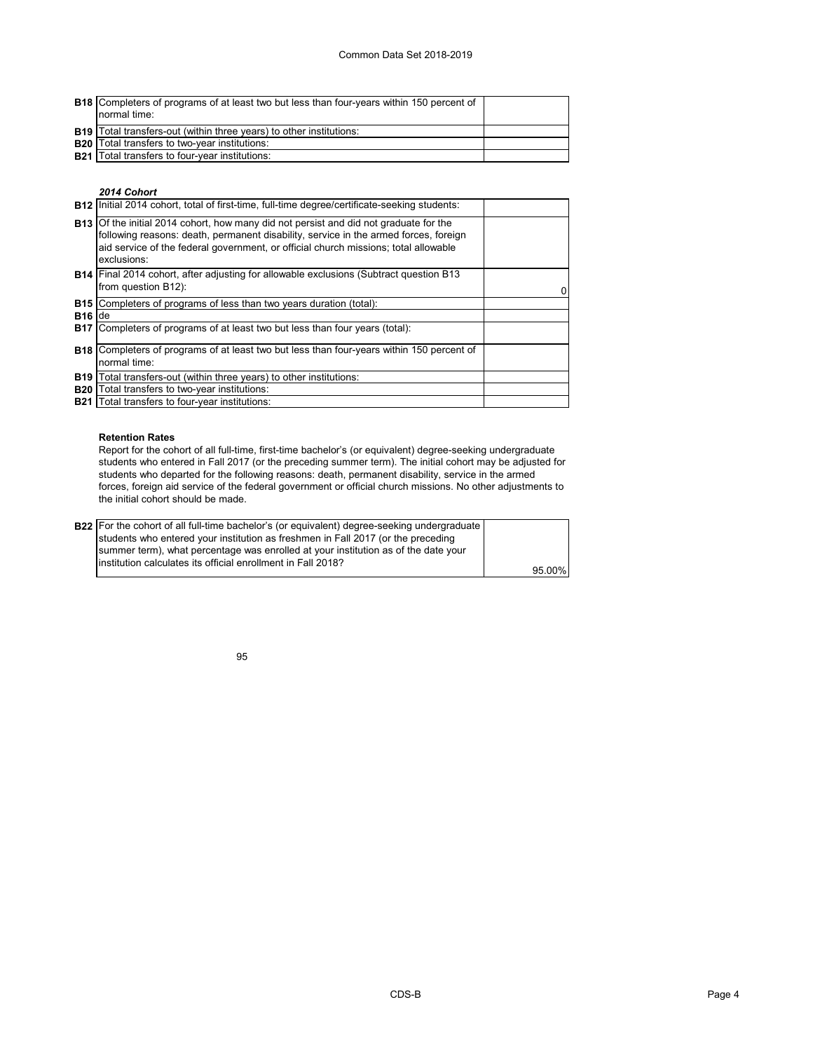| | | |
|---|---|---|
| **B18** | Completers of programs of at least two but less than four-years within 150 percent of normal time: | |
| **B19** | Total transfers-out (within three years) to other institutions: | |
| **B20** | Total transfers to two-year institutions: | |
| **B21** | Total transfers to four-year institutions: | |

***2014 Cohort***

| | | |
|---|---|---|
| **B12** | Initial 2014 cohort, total of first-time, full-time degree/certificate-seeking students: | |
| **B13** | Of the initial 2014 cohort, how many did not persist and did not graduate for the following reasons: death, permanent disability, service in the armed forces, foreign aid service of the federal government, or official church missions; total allowable exclusions: | |
| **B14** | Final 2014 cohort, after adjusting for allowable exclusions (Subtract question B13 from question B12): | 0 |
| **B15** | Completers of programs of less than two years duration (total): | |
| **B16** | de | |
| **B17** | Completers of programs of at least two but less than four years (total): | |
| **B18** | Completers of programs of at least two but less than four-years within 150 percent of normal time: | |
| **B19** | Total transfers-out (within three years) to other institutions: | |
| **B20** | Total transfers to two-year institutions: | |
| **B21** | Total transfers to four-year institutions: | |

**Retention Rates**

Report for the cohort of all full-time, first-time bachelor's (or equivalent) degree-seeking undergraduate students who entered in Fall 2017 (or the preceding summer term). The initial cohort may be adjusted for students who departed for the following reasons: death, permanent disability, service in the armed forces, foreign aid service of the federal government or official church missions. No other adjustments to the initial cohort should be made.

| | | |
|---|---|---|
| **B22** | For the cohort of all full-time bachelor's (or equivalent) degree-seeking undergraduate students who entered your institution as freshmen in Fall 2017 (or the preceding summer term), what percentage was enrolled at your institution as of the date your institution calculates its official enrollment in Fall 2018? | 95.00% |

95